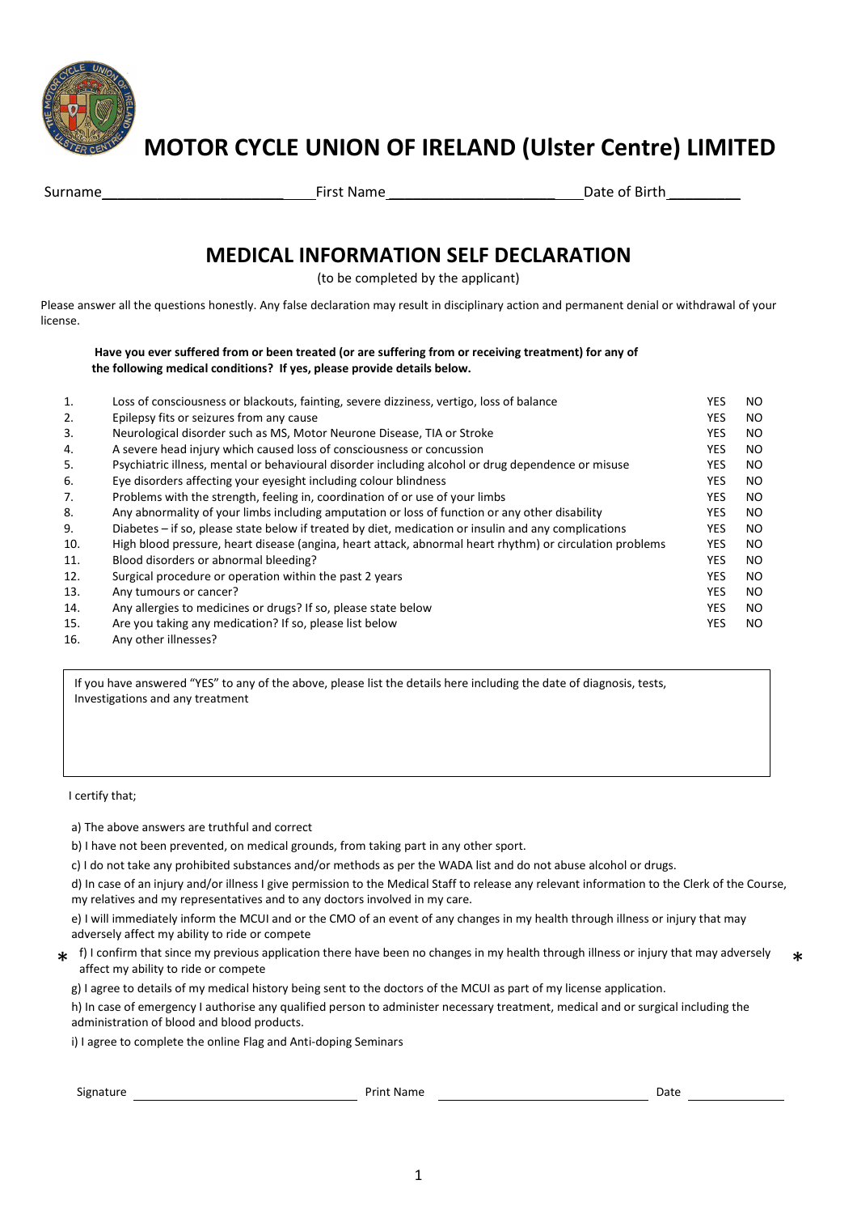# MOTOR CYCLE UNION OF IRELAND (Ulster Centre) LIMITED

Surname \_\_\_\_\_\_\_\_\_\_\_\_\_\_\_\_\_\_\_\_\_\_\_\_ First Name \_\_\_\_\_\_\_\_\_\_\_\_\_\_\_\_\_\_\_\_\_\_\_\_ Date of Birth \_\_\_\_\_\_\_\_\_\_

## MEDICAL INFORMATION SELF DECLARATION

(to be completed by the applicant)

Please answer all the questions honestly. Any false declaration may result in disciplinary action and permanent denial or withdrawal of your license.

**Have you ever suffered from or been treated (or are suffering from or receiving treatment) for any of the following medical conditions? If yes, please provide details below.**

| | | | |
|---|---|---|---|
| 1. | Loss of consciousness or blackouts, fainting, severe dizziness, vertigo, loss of balance | YES | NO |
| 2. | Epilepsy fits or seizures from any cause | YES | NO |
| 3. | Neurological disorder such as MS, Motor Neurone Disease, TIA or Stroke | YES | NO |
| 4. | A severe head injury which caused loss of consciousness or concussion | YES | NO |
| 5. | Psychiatric illness, mental or behavioural disorder including alcohol or drug dependence or misuse | YES | NO |
| 6. | Eye disorders affecting your eyesight including colour blindness | YES | NO |
| 7. | Problems with the strength, feeling in, coordination of or use of your limbs | YES | NO |
| 8. | Any abnormality of your limbs including amputation or loss of function or any other disability | YES | NO |
| 9. | Diabetes – if so, please state below if treated by diet, medication or insulin and any complications | YES | NO |
| 10. | High blood pressure, heart disease (angina, heart attack, abnormal heart rhythm) or circulation problems | YES | NO |
| 11. | Blood disorders or abnormal bleeding? | YES | NO |
| 12. | Surgical procedure or operation within the past 2 years | YES | NO |
| 13. | Any tumours or cancer? | YES | NO |
| 14. | Any allergies to medicines or drugs? If so, please state below | YES | NO |
| 15. | Are you taking any medication? If so, please list below | YES | NO |
| 16. | Any other illnesses? | | |

If you have answered "YES" to any of the above, please list the details here including the date of diagnosis, tests, Investigations and any treatment

I certify that;

a) The above answers are truthful and correct

b) I have not been prevented, on medical grounds, from taking part in any other sport.

c) I do not take any prohibited substances and/or methods as per the WADA list and do not abuse alcohol or drugs.

d) In case of an injury and/or illness I give permission to the Medical Staff to release any relevant information to the Clerk of the Course, my relatives and my representatives and to any doctors involved in my care.

e) I will immediately inform the MCUI and or the CMO of an event of any changes in my health through illness or injury that may adversely affect my ability to ride or compete

\* f) I confirm that since my previous application there have been no changes in my health through illness or injury that may adversely affect my ability to ride or compete \*

g) I agree to details of my medical history being sent to the doctors of the MCUI as part of my license application.

h) In case of emergency I authorise any qualified person to administer necessary treatment, medical and or surgical including the administration of blood and blood products.

i) I agree to complete the online Flag and Anti-doping Seminars

Signature \_\_\_\_\_\_\_\_\_\_\_\_\_\_\_\_\_\_\_\_\_\_\_\_\_\_\_\_ Print Name \_\_\_\_\_\_\_\_\_\_\_\_\_\_\_\_\_\_\_\_\_\_\_\_\_\_\_\_ Date \_\_\_\_\_\_\_\_\_\_\_\_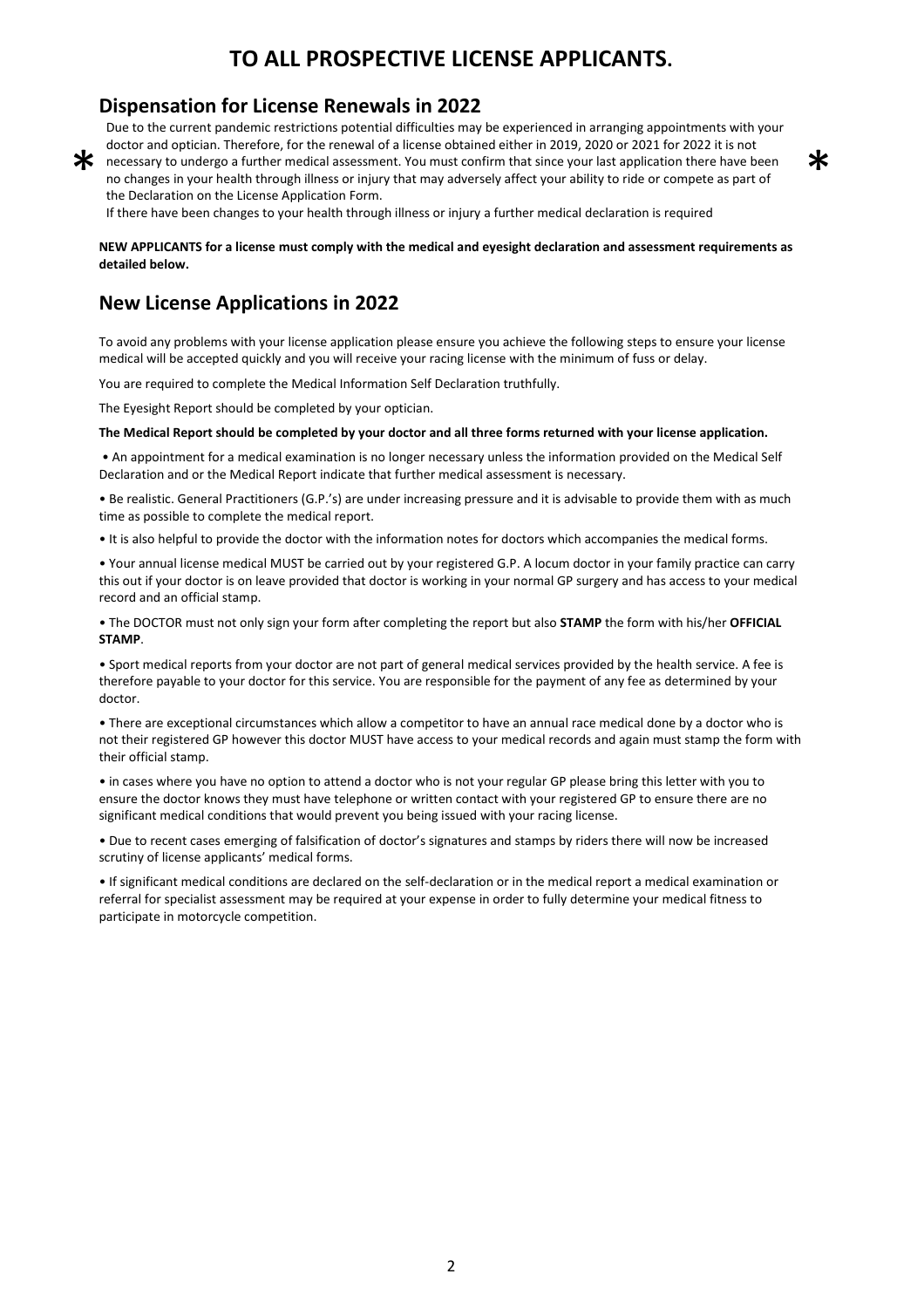# TO ALL PROSPECTIVE LICENSE APPLICANTS.

## Dispensation for License Renewals in 2022

* Due to the current pandemic restrictions potential difficulties may be experienced in arranging appointments with your doctor and optician. Therefore, for the renewal of a license obtained either in 2019, 2020 or 2021 for 2022 it is not necessary to undergo a further medical assessment. You must confirm that since your last application there have been no changes in your health through illness or injury that may adversely affect your ability to ride or compete as part of the Declaration on the License Application Form. *

If there have been changes to your health through illness or injury a further medical declaration is required

**NEW APPLICANTS for a license must comply with the medical and eyesight declaration and assessment requirements as detailed below.**

## New License Applications in 2022

To avoid any problems with your license application please ensure you achieve the following steps to ensure your license medical will be accepted quickly and you will receive your racing license with the minimum of fuss or delay.

You are required to complete the Medical Information Self Declaration truthfully.

The Eyesight Report should be completed by your optician.

**The Medical Report should be completed by your doctor and all three forms returned with your license application.**

- An appointment for a medical examination is no longer necessary unless the information provided on the Medical Self Declaration and or the Medical Report indicate that further medical assessment is necessary.
- Be realistic. General Practitioners (G.P.'s) are under increasing pressure and it is advisable to provide them with as much time as possible to complete the medical report.
- It is also helpful to provide the doctor with the information notes for doctors which accompanies the medical forms.
- Your annual license medical MUST be carried out by your registered G.P. A locum doctor in your family practice can carry this out if your doctor is on leave provided that doctor is working in your normal GP surgery and has access to your medical record and an official stamp.
- The DOCTOR must not only sign your form after completing the report but also **STAMP** the form with his/her **OFFICIAL STAMP**.
- Sport medical reports from your doctor are not part of general medical services provided by the health service. A fee is therefore payable to your doctor for this service. You are responsible for the payment of any fee as determined by your doctor.
- There are exceptional circumstances which allow a competitor to have an annual race medical done by a doctor who is not their registered GP however this doctor MUST have access to your medical records and again must stamp the form with their official stamp.
- in cases where you have no option to attend a doctor who is not your regular GP please bring this letter with you to ensure the doctor knows they must have telephone or written contact with your registered GP to ensure there are no significant medical conditions that would prevent you being issued with your racing license.
- Due to recent cases emerging of falsification of doctor's signatures and stamps by riders there will now be increased scrutiny of license applicants' medical forms.
- If significant medical conditions are declared on the self-declaration or in the medical report a medical examination or referral for specialist assessment may be required at your expense in order to fully determine your medical fitness to participate in motorcycle competition.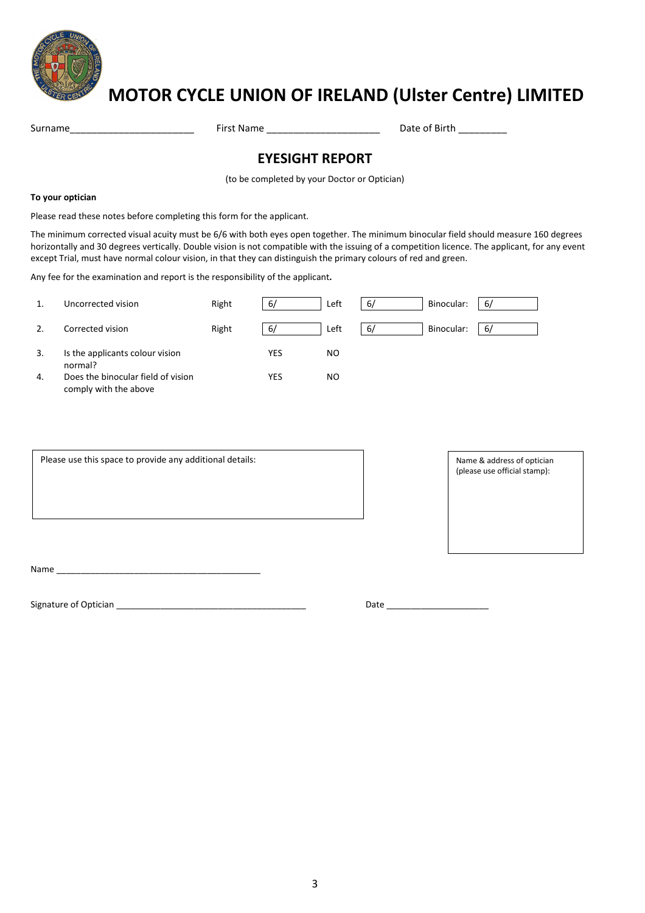# MOTOR CYCLE UNION OF IRELAND (Ulster Centre) LIMITED

Surname_______________________ First Name _____________________ Date of Birth _________

## EYESIGHT REPORT

(to be completed by your Doctor or Optician)

**To your optician**

Please read these notes before completing this form for the applicant.

The minimum corrected visual acuity must be 6/6 with both eyes open together. The minimum binocular field should measure 160 degrees horizontally and 30 degrees vertically. Double vision is not compatible with the issuing of a competition licence. The applicant, for any event except Trial, must have normal colour vision, in that they can distinguish the primary colours of red and green.

Any fee for the examination and report is the responsibility of the applicant**.**

| | | | | | | | |
|---|---|---|---|---|---|---|---|
| 1. | Uncorrected vision | Right | 6/ | Left | 6/ | Binocular: | 6/ |
| 2. | Corrected vision | Right | 6/ | Left | 6/ | Binocular: | 6/ |
| 3. | Is the applicants colour vision normal? | | YES | NO | | | |
| 4. | Does the binocular field of vision comply with the above | | YES | NO | | | |

Please use this space to provide any additional details:

Name & address of optician (please use official stamp):

Name ___________________________________________

Signature of Optician ________________________________________ Date _____________________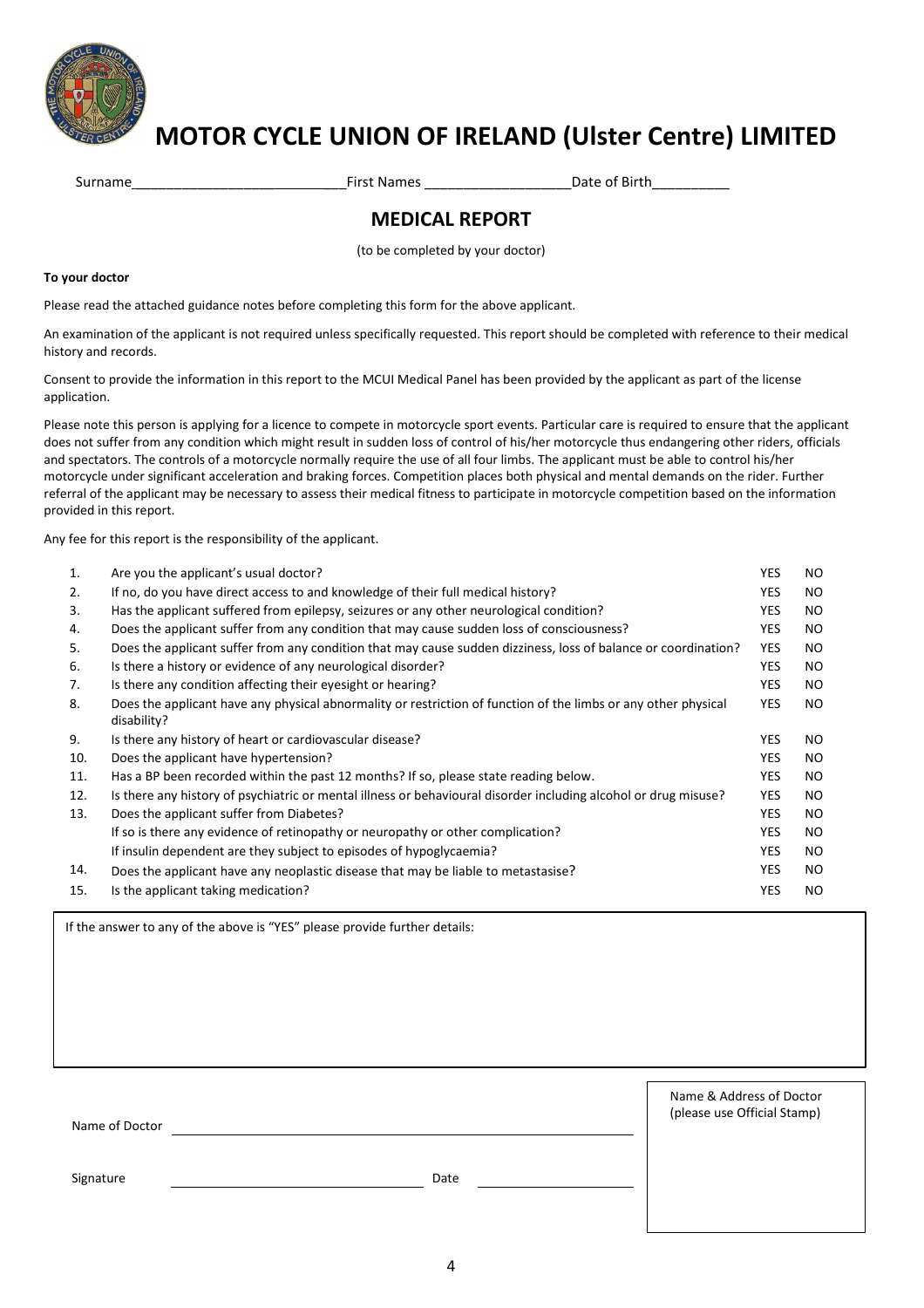# MOTOR CYCLE UNION OF IRELAND (Ulster Centre) LIMITED

Surname___________________________ First Names __________________ Date of Birth_________

## MEDICAL REPORT

(to be completed by your doctor)

**To your doctor**

Please read the attached guidance notes before completing this form for the above applicant.

An examination of the applicant is not required unless specifically requested. This report should be completed with reference to their medical history and records.

Consent to provide the information in this report to the MCUI Medical Panel has been provided by the applicant as part of the license application.

Please note this person is applying for a licence to compete in motorcycle sport events. Particular care is required to ensure that the applicant does not suffer from any condition which might result in sudden loss of control of his/her motorcycle thus endangering other riders, officials and spectators. The controls of a motorcycle normally require the use of all four limbs. The applicant must be able to control his/her motorcycle under significant acceleration and braking forces. Competition places both physical and mental demands on the rider. Further referral of the applicant may be necessary to assess their medical fitness to participate in motorcycle competition based on the information provided in this report.

Any fee for this report is the responsibility of the applicant.

| | | | |
|---|---|---|---|
| 1. | Are you the applicant's usual doctor? | YES | NO |
| 2. | If no, do you have direct access to and knowledge of their full medical history? | YES | NO |
| 3. | Has the applicant suffered from epilepsy, seizures or any other neurological condition? | YES | NO |
| 4. | Does the applicant suffer from any condition that may cause sudden loss of consciousness? | YES | NO |
| 5. | Does the applicant suffer from any condition that may cause sudden dizziness, loss of balance or coordination? | YES | NO |
| 6. | Is there a history or evidence of any neurological disorder? | YES | NO |
| 7. | Is there any condition affecting their eyesight or hearing? | YES | NO |
| 8. | Does the applicant have any physical abnormality or restriction of function of the limbs or any other physical disability? | YES | NO |
| 9. | Is there any history of heart or cardiovascular disease? | YES | NO |
| 10. | Does the applicant have hypertension? | YES | NO |
| 11. | Has a BP been recorded within the past 12 months? If so, please state reading below. | YES | NO |
| 12. | Is there any history of psychiatric or mental illness or behavioural disorder including alcohol or drug misuse? | YES | NO |
| 13. | Does the applicant suffer from Diabetes? | YES | NO |
| | If so is there any evidence of retinopathy or neuropathy or other complication? | YES | NO |
| | If insulin dependent are they subject to episodes of hypoglycaemia? | YES | NO |
| 14. | Does the applicant have any neoplastic disease that may be liable to metastasise? | YES | NO |
| 15. | Is the applicant taking medication? | YES | NO |

If the answer to any of the above is "YES" please provide further details:

Name of Doctor ____________________________________________

Signature ______________________________ Date ________________

Name & Address of Doctor
(please use Official Stamp)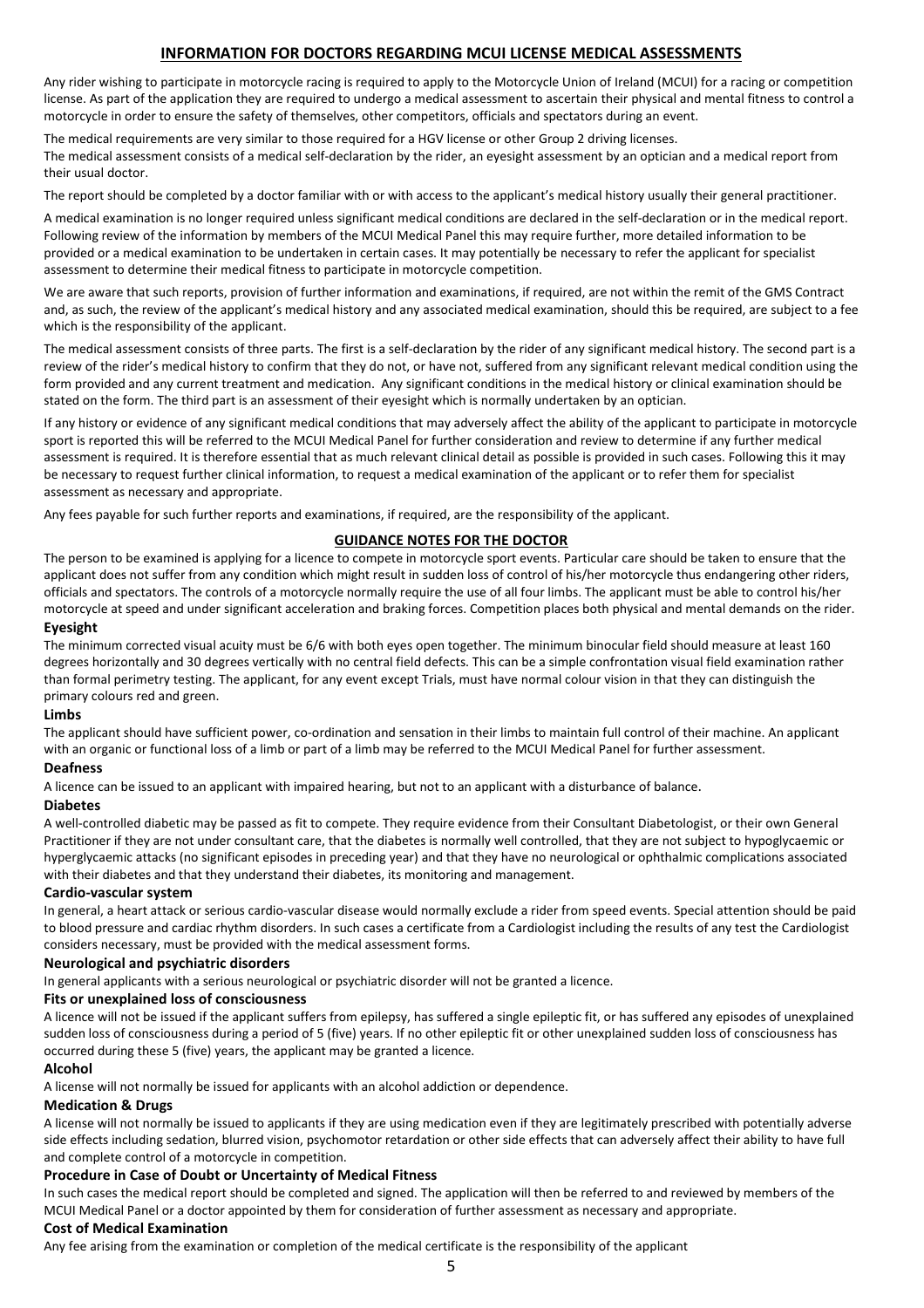## INFORMATION FOR DOCTORS REGARDING MCUI LICENSE MEDICAL ASSESSMENTS

Any rider wishing to participate in motorcycle racing is required to apply to the Motorcycle Union of Ireland (MCUI) for a racing or competition license. As part of the application they are required to undergo a medical assessment to ascertain their physical and mental fitness to control a motorcycle in order to ensure the safety of themselves, other competitors, officials and spectators during an event.

The medical requirements are very similar to those required for a HGV license or other Group 2 driving licenses.
The medical assessment consists of a medical self-declaration by the rider, an eyesight assessment by an optician and a medical report from their usual doctor.

The report should be completed by a doctor familiar with or with access to the applicant's medical history usually their general practitioner.

A medical examination is no longer required unless significant medical conditions are declared in the self-declaration or in the medical report. Following review of the information by members of the MCUI Medical Panel this may require further, more detailed information to be provided or a medical examination to be undertaken in certain cases. It may potentially be necessary to refer the applicant for specialist assessment to determine their medical fitness to participate in motorcycle competition.

We are aware that such reports, provision of further information and examinations, if required, are not within the remit of the GMS Contract and, as such, the review of the applicant's medical history and any associated medical examination, should this be required, are subject to a fee which is the responsibility of the applicant.

The medical assessment consists of three parts. The first is a self-declaration by the rider of any significant medical history. The second part is a review of the rider's medical history to confirm that they do not, or have not, suffered from any significant relevant medical condition using the form provided and any current treatment and medication. Any significant conditions in the medical history or clinical examination should be stated on the form. The third part is an assessment of their eyesight which is normally undertaken by an optician.

If any history or evidence of any significant medical conditions that may adversely affect the ability of the applicant to participate in motorcycle sport is reported this will be referred to the MCUI Medical Panel for further consideration and review to determine if any further medical assessment is required. It is therefore essential that as much relevant clinical detail as possible is provided in such cases. Following this it may be necessary to request further clinical information, to request a medical examination of the applicant or to refer them for specialist assessment as necessary and appropriate.

Any fees payable for such further reports and examinations, if required, are the responsibility of the applicant.

## GUIDANCE NOTES FOR THE DOCTOR

The person to be examined is applying for a licence to compete in motorcycle sport events. Particular care should be taken to ensure that the applicant does not suffer from any condition which might result in sudden loss of control of his/her motorcycle thus endangering other riders, officials and spectators. The controls of a motorcycle normally require the use of all four limbs. The applicant must be able to control his/her motorcycle at speed and under significant acceleration and braking forces. Competition places both physical and mental demands on the rider.

### Eyesight

The minimum corrected visual acuity must be 6/6 with both eyes open together. The minimum binocular field should measure at least 160 degrees horizontally and 30 degrees vertically with no central field defects. This can be a simple confrontation visual field examination rather than formal perimetry testing. The applicant, for any event except Trials, must have normal colour vision in that they can distinguish the primary colours red and green.

### Limbs

The applicant should have sufficient power, co-ordination and sensation in their limbs to maintain full control of their machine. An applicant with an organic or functional loss of a limb or part of a limb may be referred to the MCUI Medical Panel for further assessment.

### Deafness

A licence can be issued to an applicant with impaired hearing, but not to an applicant with a disturbance of balance.

### Diabetes

A well-controlled diabetic may be passed as fit to compete. They require evidence from their Consultant Diabetologist, or their own General Practitioner if they are not under consultant care, that the diabetes is normally well controlled, that they are not subject to hypoglycaemic or hyperglycaemic attacks (no significant episodes in preceding year) and that they have no neurological or ophthalmic complications associated with their diabetes and that they understand their diabetes, its monitoring and management.

### Cardio-vascular system

In general, a heart attack or serious cardio-vascular disease would normally exclude a rider from speed events. Special attention should be paid to blood pressure and cardiac rhythm disorders. In such cases a certificate from a Cardiologist including the results of any test the Cardiologist considers necessary, must be provided with the medical assessment forms.

### Neurological and psychiatric disorders

In general applicants with a serious neurological or psychiatric disorder will not be granted a licence.

### Fits or unexplained loss of consciousness

A licence will not be issued if the applicant suffers from epilepsy, has suffered a single epileptic fit, or has suffered any episodes of unexplained sudden loss of consciousness during a period of 5 (five) years. If no other epileptic fit or other unexplained sudden loss of consciousness has occurred during these 5 (five) years, the applicant may be granted a licence.

### Alcohol

A license will not normally be issued for applicants with an alcohol addiction or dependence.

### Medication & Drugs

A license will not normally be issued to applicants if they are using medication even if they are legitimately prescribed with potentially adverse side effects including sedation, blurred vision, psychomotor retardation or other side effects that can adversely affect their ability to have full and complete control of a motorcycle in competition.

### Procedure in Case of Doubt or Uncertainty of Medical Fitness

In such cases the medical report should be completed and signed. The application will then be referred to and reviewed by members of the MCUI Medical Panel or a doctor appointed by them for consideration of further assessment as necessary and appropriate.

### Cost of Medical Examination

Any fee arising from the examination or completion of the medical certificate is the responsibility of the applicant